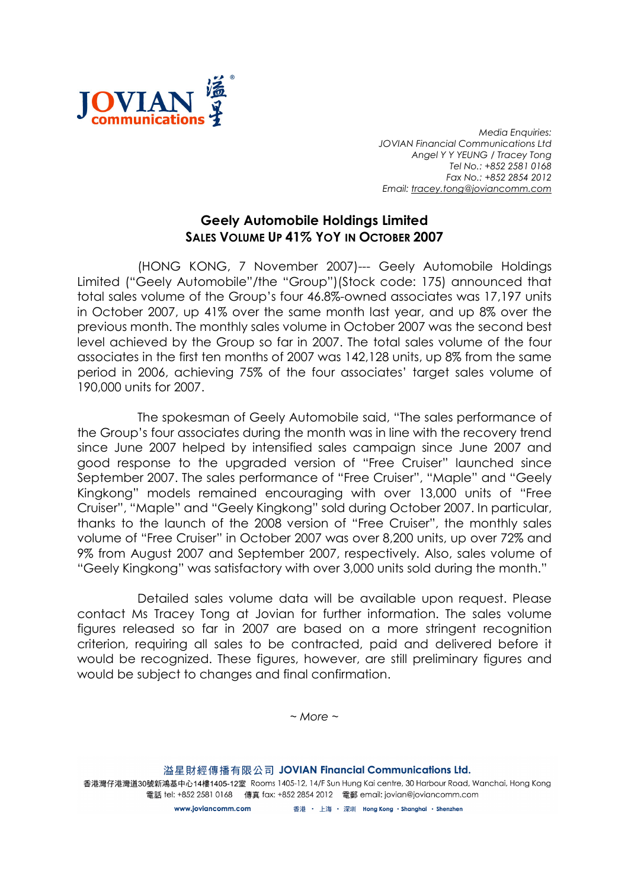*Media Enquiries:*
*JOVIAN Financial Communications Ltd*
*Angel Y Y YEUNG / Tracey Tong*
*Tel No.: +852 2581 0168*
*Fax No.: +852 2854 2012*
*Email: tracey.tong@joviancomm.com*

# Geely Automobile Holdings Limited
## SALES VOLUME UP 41% YOY IN OCTOBER 2007

(HONG KONG, 7 November 2007)--- Geely Automobile Holdings Limited ("Geely Automobile"/the "Group")(Stock code: 175) announced that total sales volume of the Group's four 46.8%-owned associates was 17,197 units in October 2007, up 41% over the same month last year, and up 8% over the previous month. The monthly sales volume in October 2007 was the second best level achieved by the Group so far in 2007. The total sales volume of the four associates in the first ten months of 2007 was 142,128 units, up 8% from the same period in 2006, achieving 75% of the four associates' target sales volume of 190,000 units for 2007.

The spokesman of Geely Automobile said, "The sales performance of the Group's four associates during the month was in line with the recovery trend since June 2007 helped by intensified sales campaign since June 2007 and good response to the upgraded version of "Free Cruiser" launched since September 2007. The sales performance of "Free Cruiser", "Maple" and "Geely Kingkong" models remained encouraging with over 13,000 units of "Free Cruiser", "Maple" and "Geely Kingkong" sold during October 2007. In particular, thanks to the launch of the 2008 version of "Free Cruiser", the monthly sales volume of "Free Cruiser" in October 2007 was over 8,200 units, up over 72% and 9% from August 2007 and September 2007, respectively. Also, sales volume of "Geely Kingkong" was satisfactory with over 3,000 units sold during the month."

Detailed sales volume data will be available upon request. Please contact Ms Tracey Tong at Jovian for further information. The sales volume figures released so far in 2007 are based on a more stringent recognition criterion, requiring all sales to be contracted, paid and delivered before it would be recognized. These figures, however, are still preliminary figures and would be subject to changes and final confirmation.

*~ More ~*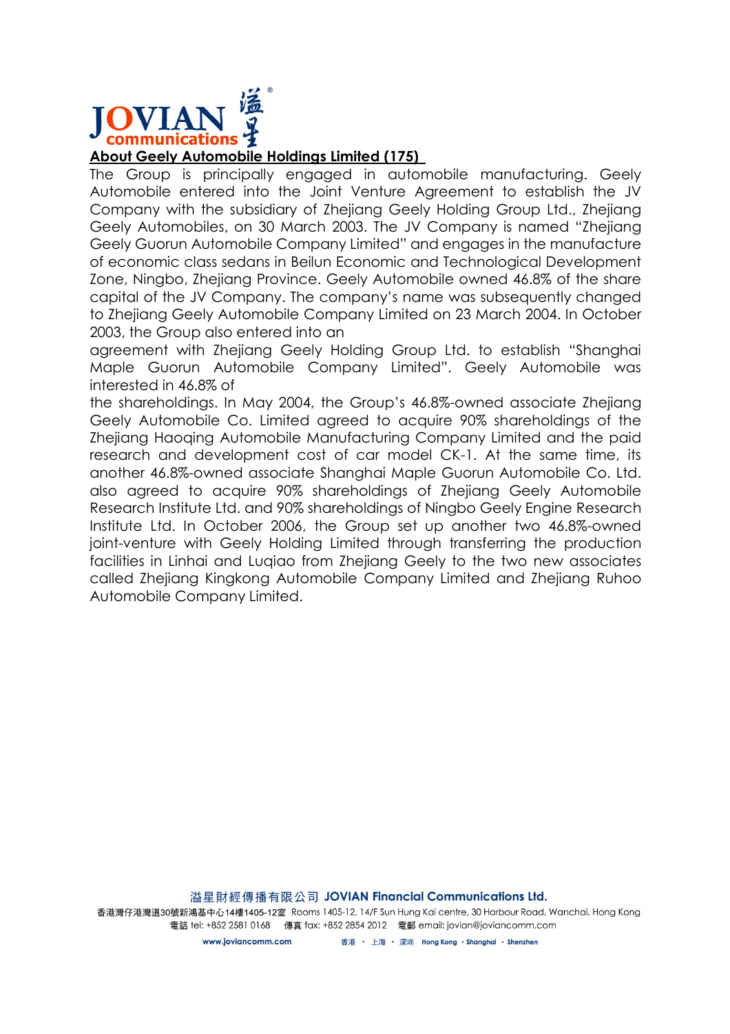## About Geely Automobile Holdings Limited (175)

The Group is principally engaged in automobile manufacturing. Geely Automobile entered into the Joint Venture Agreement to establish the JV Company with the subsidiary of Zhejiang Geely Holding Group Ltd., Zhejiang Geely Automobiles, on 30 March 2003. The JV Company is named "Zhejiang Geely Guorun Automobile Company Limited" and engages in the manufacture of economic class sedans in Beilun Economic and Technological Development Zone, Ningbo, Zhejiang Province. Geely Automobile owned 46.8% of the share capital of the JV Company. The company's name was subsequently changed to Zhejiang Geely Automobile Company Limited on 23 March 2004. In October 2003, the Group also entered into an agreement with Zhejiang Geely Holding Group Ltd. to establish "Shanghai Maple Guorun Automobile Company Limited". Geely Automobile was interested in 46.8% of the shareholdings. In May 2004, the Group's 46.8%-owned associate Zhejiang Geely Automobile Co. Limited agreed to acquire 90% shareholdings of the Zhejiang Haoqing Automobile Manufacturing Company Limited and the paid research and development cost of car model CK-1. At the same time, its another 46.8%-owned associate Shanghai Maple Guorun Automobile Co. Ltd. also agreed to acquire 90% shareholdings of Zhejiang Geely Automobile Research Institute Ltd. and 90% shareholdings of Ningbo Geely Engine Research Institute Ltd. In October 2006, the Group set up another two 46.8%-owned joint-venture with Geely Holding Limited through transferring the production facilities in Linhai and Luqiao from Zhejiang Geely to the two new associates called Zhejiang Kingkong Automobile Company Limited and Zhejiang Ruhoo Automobile Company Limited.